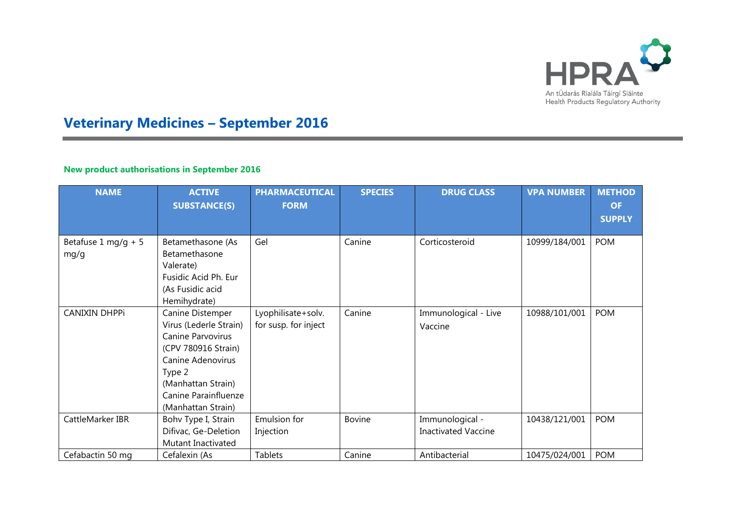# Veterinary Medicines – September 2016

## New product authorisations in September 2016

| NAME | ACTIVE SUBSTANCE(S) | PHARMACEUTICAL FORM | SPECIES | DRUG CLASS | VPA NUMBER | METHOD OF SUPPLY |
|---|---|---|---|---|---|---|
| Betafuse 1 mg/g + 5 mg/g | Betamethasone (As Betamethasone Valerate) Fusidic Acid Ph. Eur (As Fusidic acid Hemihydrate) | Gel | Canine | Corticosteroid | 10999/184/001 | POM |
| CANIXIN DHPPi | Canine Distemper Virus (Lederle Strain) Canine Parvovirus (CPV 780916 Strain) Canine Adenovirus Type 2 (Manhattan Strain) Canine Parainfluenze (Manhattan Strain) | Lyophilisate+solv. for susp. for inject | Canine | Immunological - Live Vaccine | 10988/101/001 | POM |
| CattleMarker IBR | Bohv Type I, Strain Difivac, Ge-Deletion Mutant Inactivated | Emulsion for Injection | Bovine | Immunological - Inactivated Vaccine | 10438/121/001 | POM |
| Cefabactin 50 mg | Cefalexin (As | Tablets | Canine | Antibacterial | 10475/024/001 | POM |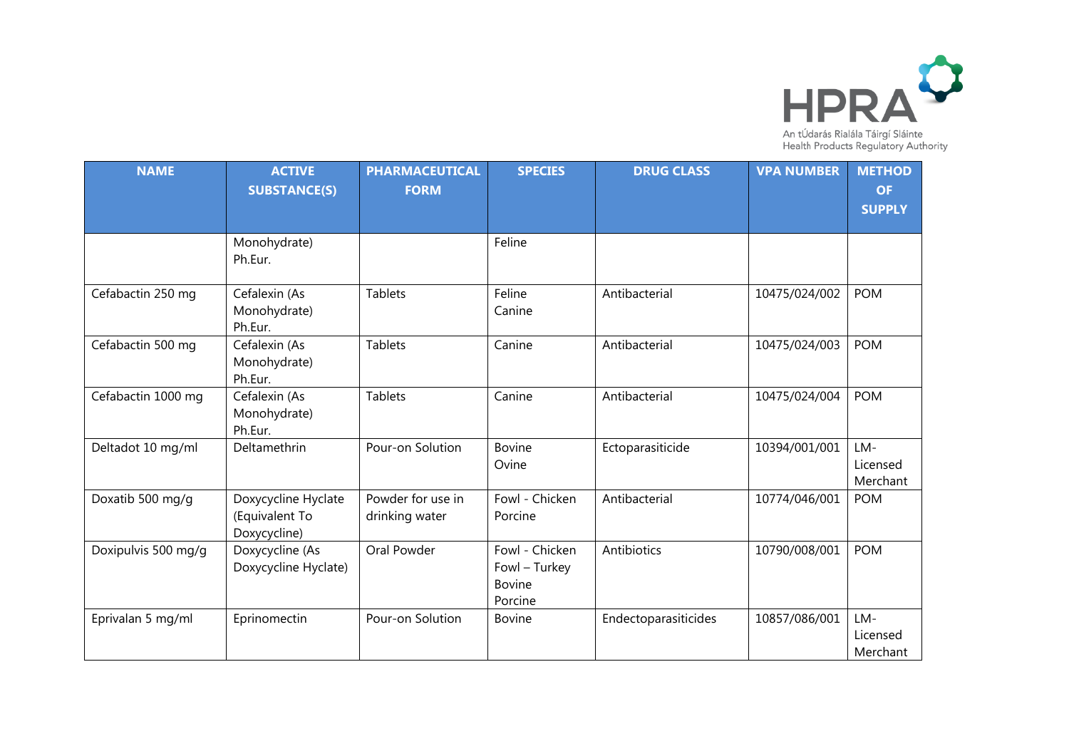| NAME | ACTIVE SUBSTANCE(S) | PHARMACEUTICAL FORM | SPECIES | DRUG CLASS | VPA NUMBER | METHOD OF SUPPLY |
|---|---|---|---|---|---|---|
| | Monohydrate) Ph.Eur. | | Feline | | | |
| Cefabactin 250 mg | Cefalexin (As Monohydrate) Ph.Eur. | Tablets | Feline Canine | Antibacterial | 10475/024/002 | POM |
| Cefabactin 500 mg | Cefalexin (As Monohydrate) Ph.Eur. | Tablets | Canine | Antibacterial | 10475/024/003 | POM |
| Cefabactin 1000 mg | Cefalexin (As Monohydrate) Ph.Eur. | Tablets | Canine | Antibacterial | 10475/024/004 | POM |
| Deltadot 10 mg/ml | Deltamethrin | Pour-on Solution | Bovine Ovine | Ectoparasiticide | 10394/001/001 | LM-Licensed Merchant |
| Doxatib 500 mg/g | Doxycycline Hyclate (Equivalent To Doxycycline) | Powder for use in drinking water | Fowl - Chicken Porcine | Antibacterial | 10774/046/001 | POM |
| Doxipulvis 500 mg/g | Doxycycline (As Doxycycline Hyclate) | Oral Powder | Fowl - Chicken Fowl – Turkey Bovine Porcine | Antibiotics | 10790/008/001 | POM |
| Eprivalan 5 mg/ml | Eprinomectin | Pour-on Solution | Bovine | Endectoparasiticides | 10857/086/001 | LM-Licensed Merchant |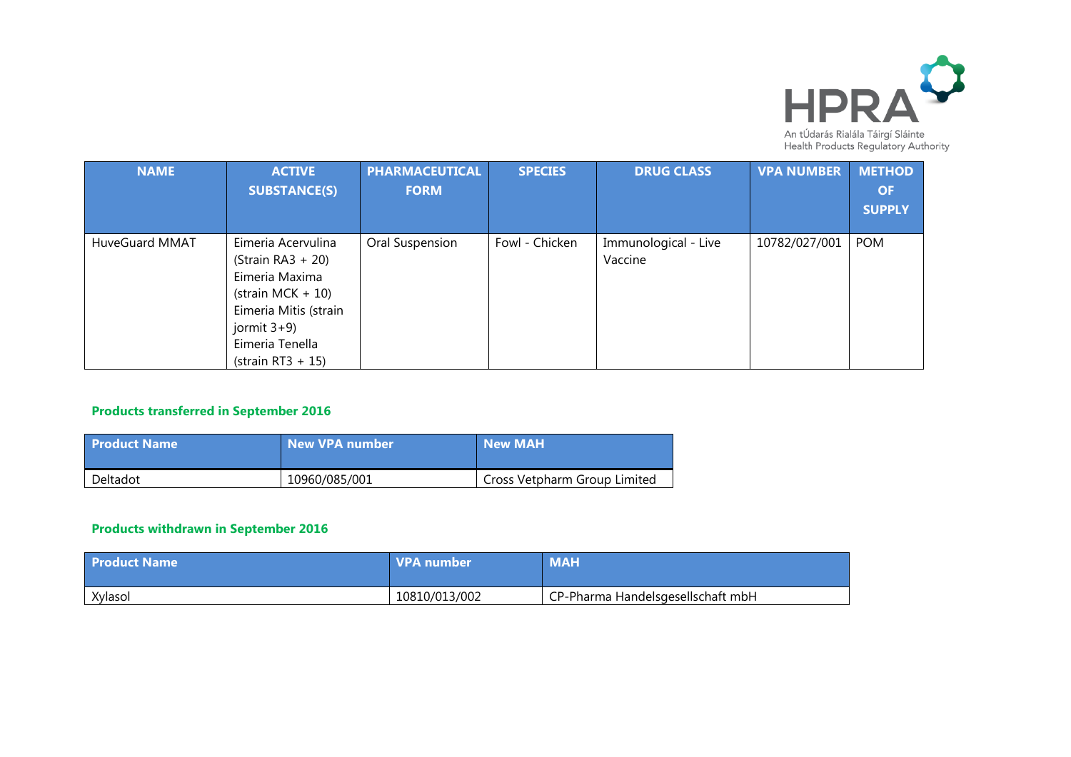| NAME | ACTIVE SUBSTANCE(S) | PHARMACEUTICAL FORM | SPECIES | DRUG CLASS | VPA NUMBER | METHOD OF SUPPLY |
|---|---|---|---|---|---|---|
| HuveGuard MMAT | Eimeria Acervulina (Strain RA3 + 20) Eimeria Maxima (strain MCK + 10) Eimeria Mitis (strain jormit 3+9) Eimeria Tenella (strain RT3 + 15) | Oral Suspension | Fowl - Chicken | Immunological - Live Vaccine | 10782/027/001 | POM |

### Products transferred in September 2016

| Product Name | New VPA number | New MAH |
|---|---|---|
| Deltadot | 10960/085/001 | Cross Vetpharm Group Limited |

### Products withdrawn in September 2016

| Product Name | VPA number | MAH |
|---|---|---|
| Xylasol | 10810/013/002 | CP-Pharma Handelsgesellschaft mbH |